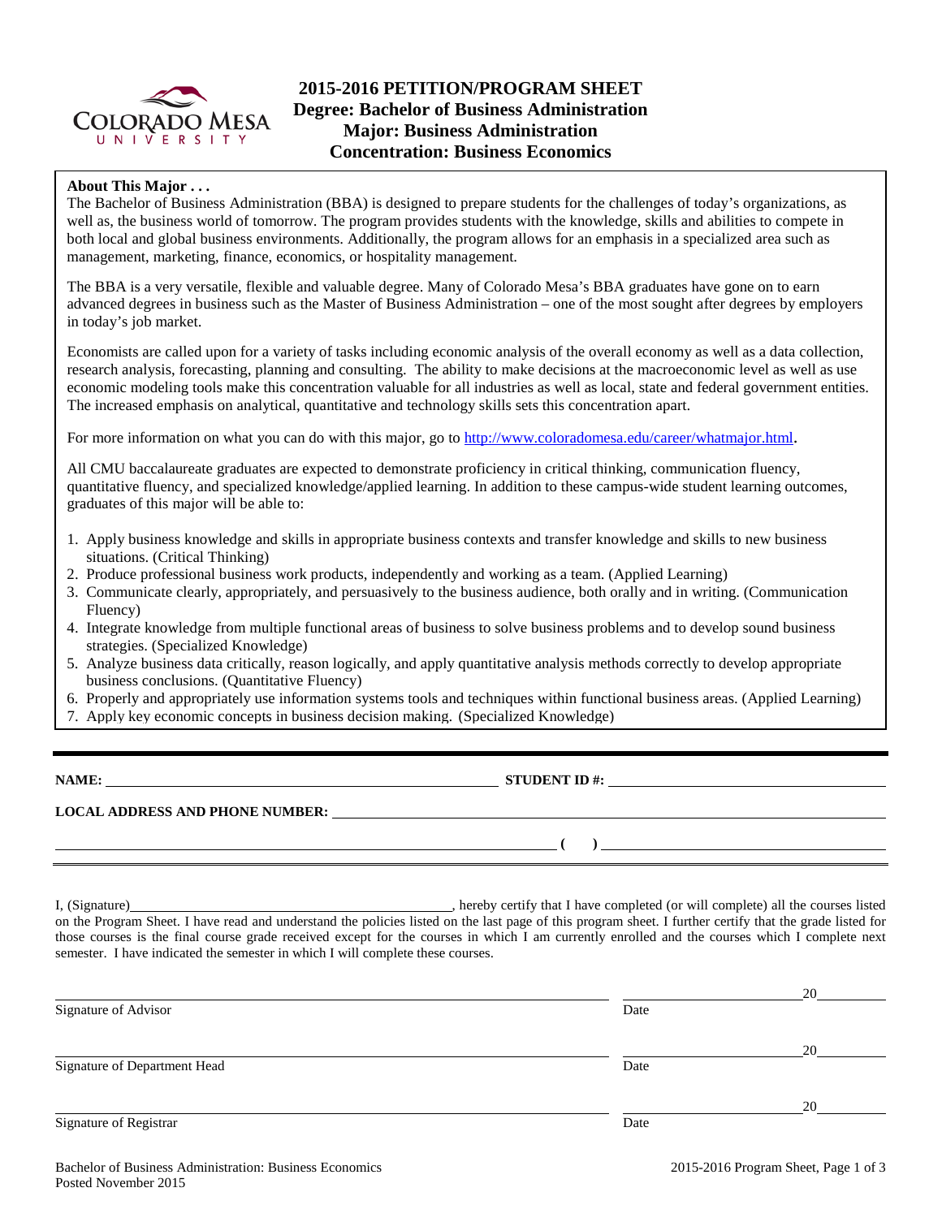# 2015-2016 PETITION/PROGRAM SHEET
## Degree: Bachelor of Business Administration
## Major: Business Administration
## Concentration: Business Economics

**About This Major . . .**

The Bachelor of Business Administration (BBA) is designed to prepare students for the challenges of today's organizations, as well as, the business world of tomorrow. The program provides students with the knowledge, skills and abilities to compete in both local and global business environments. Additionally, the program allows for an emphasis in a specialized area such as management, marketing, finance, economics, or hospitality management.

The BBA is a very versatile, flexible and valuable degree. Many of Colorado Mesa's BBA graduates have gone on to earn advanced degrees in business such as the Master of Business Administration – one of the most sought after degrees by employers in today's job market.

Economists are called upon for a variety of tasks including economic analysis of the overall economy as well as a data collection, research analysis, forecasting, planning and consulting. The ability to make decisions at the macroeconomic level as well as use economic modeling tools make this concentration valuable for all industries as well as local, state and federal government entities. The increased emphasis on analytical, quantitative and technology skills sets this concentration apart.

For more information on what you can do with this major, go to http://www.coloradomesa.edu/career/whatmajor.html.

All CMU baccalaureate graduates are expected to demonstrate proficiency in critical thinking, communication fluency, quantitative fluency, and specialized knowledge/applied learning. In addition to these campus-wide student learning outcomes, graduates of this major will be able to:

1. Apply business knowledge and skills in appropriate business contexts and transfer knowledge and skills to new business situations. (Critical Thinking)
2. Produce professional business work products, independently and working as a team. (Applied Learning)
3. Communicate clearly, appropriately, and persuasively to the business audience, both orally and in writing. (Communication Fluency)
4. Integrate knowledge from multiple functional areas of business to solve business problems and to develop sound business strategies. (Specialized Knowledge)
5. Analyze business data critically, reason logically, and apply quantitative analysis methods correctly to develop appropriate business conclusions. (Quantitative Fluency)
6. Properly and appropriately use information systems tools and techniques within functional business areas. (Applied Learning)
7. Apply key economic concepts in business decision making. (Specialized Knowledge)

---

**NAME:** ______________________________ **STUDENT ID #:** ______________________________

**LOCAL ADDRESS AND PHONE NUMBER:** ______________________________

______________________________ **(    )** ______________________________

I, (Signature)______________________________, hereby certify that I have completed (or will complete) all the courses listed on the Program Sheet. I have read and understand the policies listed on the last page of this program sheet. I further certify that the grade listed for those courses is the final course grade received except for the courses in which I am currently enrolled and the courses which I complete next semester. I have indicated the semester in which I will complete these courses.

______________________________ ______________20______
Signature of Advisor Date

______________________________ ______________20______
Signature of Department Head Date

______________________________ ______________20______
Signature of Registrar Date

Bachelor of Business Administration: Business Economics
Posted November 2015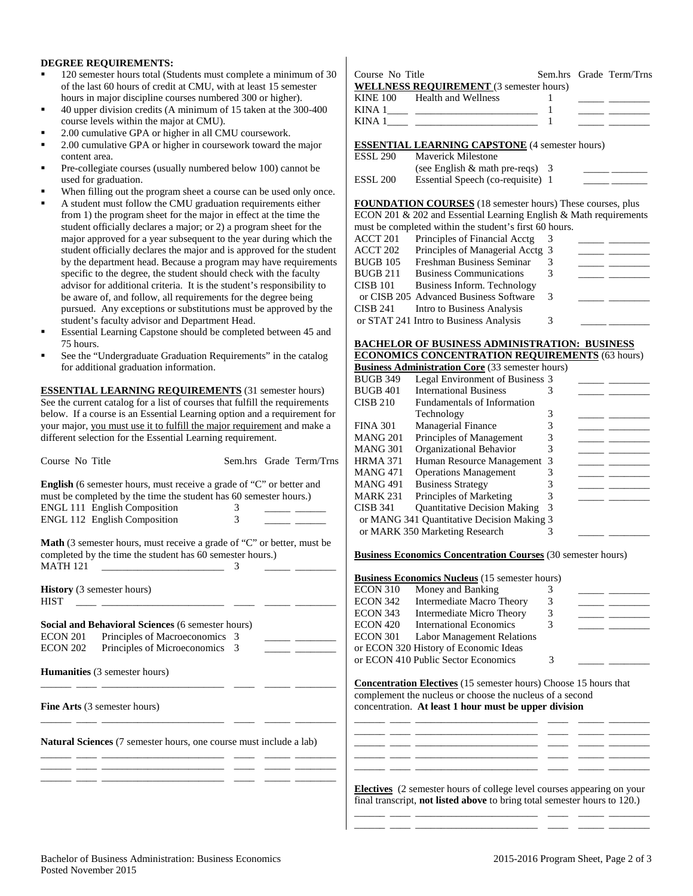**DEGREE REQUIREMENTS:**

- 120 semester hours total (Students must complete a minimum of 30 of the last 60 hours of credit at CMU, with at least 15 semester hours in major discipline courses numbered 300 or higher).
- 40 upper division credits (A minimum of 15 taken at the 300-400 course levels within the major at CMU).
- 2.00 cumulative GPA or higher in all CMU coursework.
- 2.00 cumulative GPA or higher in coursework toward the major content area.
- Pre-collegiate courses (usually numbered below 100) cannot be used for graduation.
- When filling out the program sheet a course can be used only once.
- A student must follow the CMU graduation requirements either from 1) the program sheet for the major in effect at the time the student officially declares a major; or 2) a program sheet for the major approved for a year subsequent to the year during which the student officially declares the major and is approved for the student by the department head. Because a program may have requirements specific to the degree, the student should check with the faculty advisor for additional criteria. It is the student's responsibility to be aware of, and follow, all requirements for the degree being pursued. Any exceptions or substitutions must be approved by the student's faculty advisor and Department Head.
- Essential Learning Capstone should be completed between 45 and 75 hours.
- See the "Undergraduate Graduation Requirements" in the catalog for additional graduation information.

**ESSENTIAL LEARNING REQUIREMENTS** (31 semester hours) See the current catalog for a list of courses that fulfill the requirements below. If a course is an Essential Learning option and a requirement for your major, you must use it to fulfill the major requirement and make a different selection for the Essential Learning requirement.

| Course No | Title | Sem.hrs | Grade | Term/Trns |
|---|---|---|---|---|
| **English** (6 semester hours, must receive a grade of "C" or better and must be completed by the time the student has 60 semester hours.) | | | | |
| ENGL 111 | English Composition | 3 | | |
| ENGL 112 | English Composition | 3 | | |
| **Math** (3 semester hours, must receive a grade of "C" or better, must be completed by the time the student has 60 semester hours.) | | | | |
| MATH 121 | | 3 | | |
| **History** (3 semester hours) | | | | |
| HIST | | | | |
| **Social and Behavioral Sciences** (6 semester hours) | | | | |
| ECON 201 | Principles of Macroeconomics | 3 | | |
| ECON 202 | Principles of Microeconomics | 3 | | |
| **Humanities** (3 semester hours) | | | | |
| | | | | |
| **Fine Arts** (3 semester hours) | | | | |
| | | | | |
| **Natural Sciences** (7 semester hours, one course must include a lab) | | | | |
| | | | | |
| | | | | |
| | | | | |

| Course No | Title | Sem.hrs | Grade | Term/Trns |
|---|---|---|---|---|
| **WELLNESS REQUIREMENT** (3 semester hours) | | | | |
| KINE 100 | Health and Wellness | 1 | | |
| KINA 1____ | | 1 | | |
| KINA 1____ | | 1 | | |

**ESSENTIAL LEARNING CAPSTONE** (4 semester hours)

| Course No | Title | Sem.hrs | Grade | Term/Trns |
|---|---|---|---|---|
| ESSL 290 | Maverick Milestone (see English & math pre-reqs) | 3 | | |
| ESSL 200 | Essential Speech (co-requisite) | 1 | | |

**FOUNDATION COURSES** (18 semester hours) These courses, plus ECON 201 & 202 and Essential Learning English & Math requirements must be completed within the student's first 60 hours.

| Course No | Title | Sem.hrs | Grade | Term/Trns |
|---|---|---|---|---|
| ACCT 201 | Principles of Financial Acctg | 3 | | |
| ACCT 202 | Principles of Managerial Acctg | 3 | | |
| BUGB 105 | Freshman Business Seminar | 3 | | |
| BUGB 211 | Business Communications | 3 | | |
| CISB 101 or CISB 205 | Business Inform. Technology or Advanced Business Software | 3 | | |
| CISB 241 or STAT 241 | Intro to Business Analysis or Intro to Business Analysis | 3 | | |

**BACHELOR OF BUSINESS ADMINISTRATION: BUSINESS ECONOMICS CONCENTRATION REQUIREMENTS** (63 hours)

**Business Administration Core** (33 semester hours)

| Course No | Title | Sem.hrs | Grade | Term/Trns |
|---|---|---|---|---|
| BUGB 349 | Legal Environment of Business | 3 | | |
| BUGB 401 | International Business | 3 | | |
| CISB 210 | Fundamentals of Information Technology | 3 | | |
| FINA 301 | Managerial Finance | 3 | | |
| MANG 201 | Principles of Management | 3 | | |
| MANG 301 | Organizational Behavior | 3 | | |
| HRMA 371 | Human Resource Management | 3 | | |
| MANG 471 | Operations Management | 3 | | |
| MANG 491 | Business Strategy | 3 | | |
| MARK 231 | Principles of Marketing | 3 | | |
| CISB 341 or MANG 341 or MARK 350 | Quantitative Decision Making or Quantitative Decision Making or Marketing Research | 3 | | |

**Business Economics Concentration Courses** (30 semester hours)

**Business Economics Nucleus** (15 semester hours)

| Course No | Title | Sem.hrs | Grade | Term/Trns |
|---|---|---|---|---|
| ECON 310 | Money and Banking | 3 | | |
| ECON 342 | Intermediate Macro Theory | 3 | | |
| ECON 343 | Intermediate Micro Theory | 3 | | |
| ECON 420 | International Economics | 3 | | |
| ECON 301 or ECON 320 or ECON 410 | Labor Management Relations or History of Economic Ideas or Public Sector Economics | 3 | | |

**Concentration Electives** (15 semester hours) Choose 15 hours that complement the nucleus or choose the nucleus of a second concentration. **At least 1 hour must be upper division**

| Course No | Title | Sem.hrs | Grade | Term/Trns |
|---|---|---|---|---|
| | | | | |
| | | | | |
| | | | | |
| | | | | |
| | | | | |

**Electives** (2 semester hours of college level courses appearing on your final transcript, **not listed above** to bring total semester hours to 120.)

| Course No | Title | Sem.hrs | Grade | Term/Trns |
|---|---|---|---|---|
| | | | | |
| | | | | |

Bachelor of Business Administration: Business Economics
Posted November 2015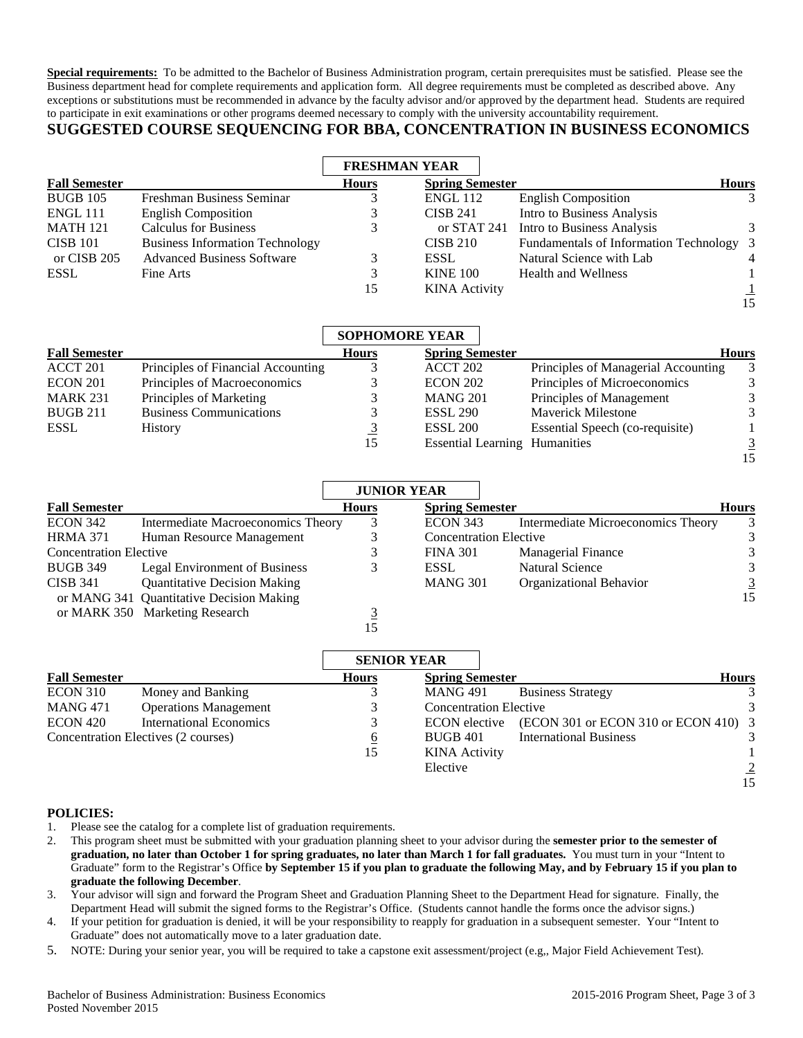**Special requirements:** To be admitted to the Bachelor of Business Administration program, certain prerequisites must be satisfied. Please see the Business department head for complete requirements and application form. All degree requirements must be completed as described above. Any exceptions or substitutions must be recommended in advance by the faculty advisor and/or approved by the department head. Students are required to participate in exit examinations or other programs deemed necessary to comply with the university accountability requirement.

## SUGGESTED COURSE SEQUENCING FOR BBA, CONCENTRATION IN BUSINESS ECONOMICS

### FRESHMAN YEAR

| Fall Semester | | Hours | Spring Semester | | Hours |
|---|---|---|---|---|---|
| BUGB 105 | Freshman Business Seminar | 3 | ENGL 112 | English Composition | 3 |
| ENGL 111 | English Composition | 3 | CISB 241 | Intro to Business Analysis | |
| MATH 121 | Calculus for Business | 3 | or STAT 241 | Intro to Business Analysis | 3 |
| CISB 101 | Business Information Technology | | CISB 210 | Fundamentals of Information Technology | 3 |
| or CISB 205 | Advanced Business Software | 3 | ESSL | Natural Science with Lab | 4 |
| ESSL | Fine Arts | 3 | KINE 100 | Health and Wellness | 1 |
| | | 15 | KINA Activity | | 1 |
| | | | | | 15 |

### SOPHOMORE YEAR

| Fall Semester | | Hours | Spring Semester | | Hours |
|---|---|---|---|---|---|
| ACCT 201 | Principles of Financial Accounting | 3 | ACCT 202 | Principles of Managerial Accounting | 3 |
| ECON 201 | Principles of Macroeconomics | 3 | ECON 202 | Principles of Microeconomics | 3 |
| MARK 231 | Principles of Marketing | 3 | MANG 201 | Principles of Management | 3 |
| BUGB 211 | Business Communications | 3 | ESSL 290 | Maverick Milestone | 3 |
| ESSL | History | 3 | ESSL 200 | Essential Speech (co-requisite) | 1 |
| | | 15 | Essential Learning | Humanities | 3 |
| | | | | | 15 |

### JUNIOR YEAR

| Fall Semester | | Hours | Spring Semester | | Hours |
|---|---|---|---|---|---|
| ECON 342 | Intermediate Macroeconomics Theory | 3 | ECON 343 | Intermediate Microeconomics Theory | 3 |
| HRMA 371 | Human Resource Management | 3 | Concentration Elective | | 3 |
| Concentration Elective | | 3 | FINA 301 | Managerial Finance | 3 |
| BUGB 349 | Legal Environment of Business | 3 | ESSL | Natural Science | 3 |
| CISB 341 | Quantitative Decision Making | | MANG 301 | Organizational Behavior | 3 |
| or MANG 341 | Quantitative Decision Making | | | | 15 |
| or MARK 350 | Marketing Research | 3 | | | |
| | | 15 | | | |

### SENIOR YEAR

| Fall Semester | | Hours | Spring Semester | | Hours |
|---|---|---|---|---|---|
| ECON 310 | Money and Banking | 3 | MANG 491 | Business Strategy | 3 |
| MANG 471 | Operations Management | 3 | Concentration Elective | | 3 |
| ECON 420 | International Economics | 3 | ECON elective | (ECON 301 or ECON 310 or ECON 410) | 3 |
| Concentration Electives (2 courses) | | 6 | BUGB 401 | International Business | 3 |
| | | 15 | KINA Activity | | 1 |
| | | | Elective | | 2 |
| | | | | | 15 |

**POLICIES:**

1. Please see the catalog for a complete list of graduation requirements.
2. This program sheet must be submitted with your graduation planning sheet to your advisor during the **semester prior to the semester of graduation, no later than October 1 for spring graduates, no later than March 1 for fall graduates.** You must turn in your "Intent to Graduate" form to the Registrar's Office **by September 15 if you plan to graduate the following May, and by February 15 if you plan to graduate the following December**.
3. Your advisor will sign and forward the Program Sheet and Graduation Planning Sheet to the Department Head for signature. Finally, the Department Head will submit the signed forms to the Registrar's Office. (Students cannot handle the forms once the advisor signs.)
4. If your petition for graduation is denied, it will be your responsibility to reapply for graduation in a subsequent semester. Your "Intent to Graduate" does not automatically move to a later graduation date.
5. NOTE: During your senior year, you will be required to take a capstone exit assessment/project (e.g,, Major Field Achievement Test).

Bachelor of Business Administration: Business Economics
Posted November 2015